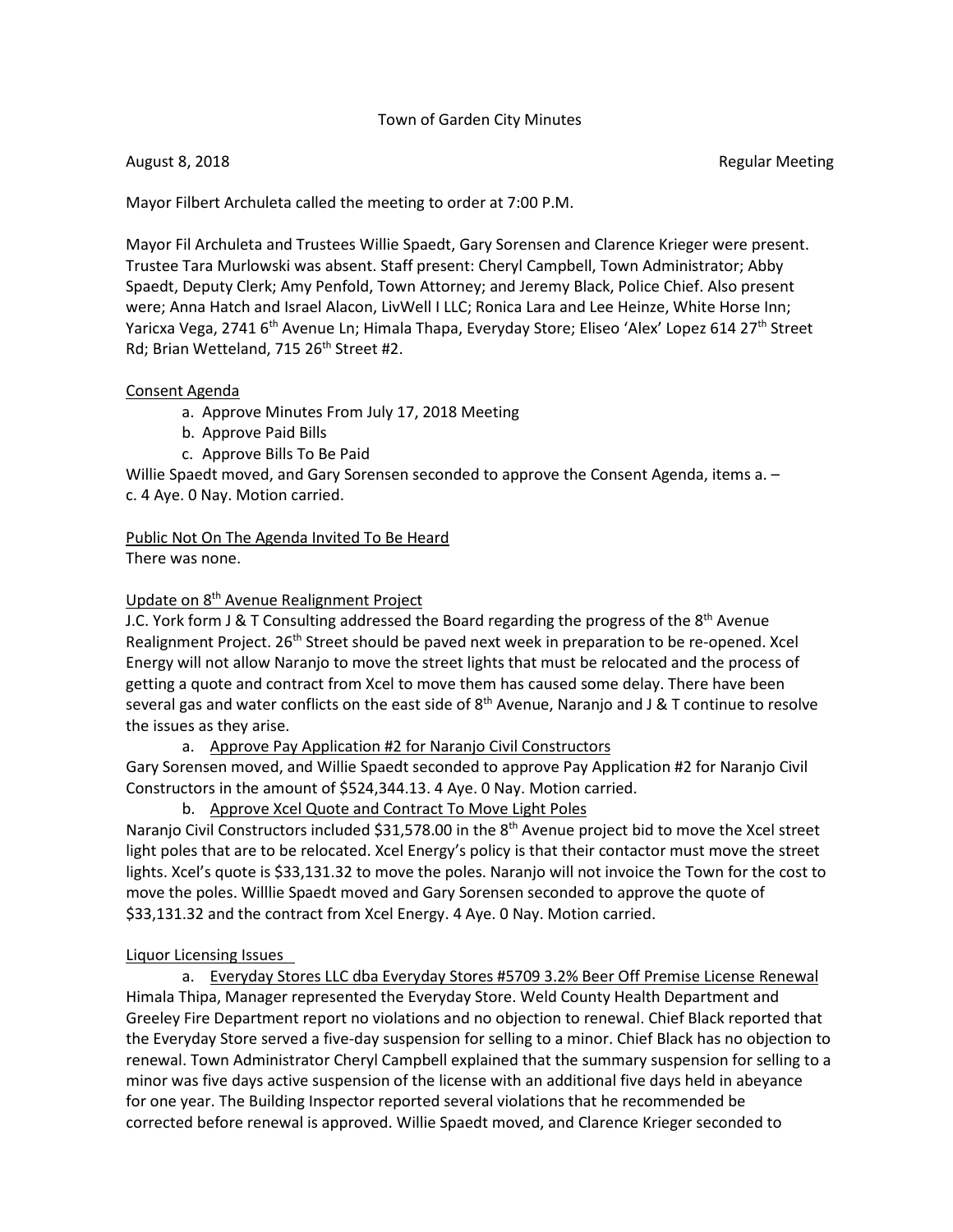Town of Garden City Minutes

August 8, 2018 Regular Meeting

Mayor Filbert Archuleta called the meeting to order at 7:00 P.M.

Mayor Fil Archuleta and Trustees Willie Spaedt, Gary Sorensen and Clarence Krieger were present. Trustee Tara Murlowski was absent. Staff present: Cheryl Campbell, Town Administrator; Abby Spaedt, Deputy Clerk; Amy Penfold, Town Attorney; and Jeremy Black, Police Chief. Also present were; Anna Hatch and Israel Alacon, LivWell I LLC; Ronica Lara and Lee Heinze, White Horse Inn; Yaricxa Vega, 2741 6th Avenue Ln; Himala Thapa, Everyday Store; Eliseo 'Alex' Lopez 614 27th Street Rd; Brian Wetteland, 715 26th Street #2.

Consent Agenda

a. Approve Minutes From July 17, 2018 Meeting
b. Approve Paid Bills
c. Approve Bills To Be Paid

Willie Spaedt moved, and Gary Sorensen seconded to approve the Consent Agenda, items a. – c. 4 Aye. 0 Nay. Motion carried.

Public Not On The Agenda Invited To Be Heard

There was none.

Update on 8th Avenue Realignment Project

J.C. York form J & T Consulting addressed the Board regarding the progress of the 8th Avenue Realignment Project. 26th Street should be paved next week in preparation to be re-opened. Xcel Energy will not allow Naranjo to move the street lights that must be relocated and the process of getting a quote and contract from Xcel to move them has caused some delay. There have been several gas and water conflicts on the east side of 8th Avenue, Naranjo and J & T continue to resolve the issues as they arise.

a. Approve Pay Application #2 for Naranjo Civil Constructors

Gary Sorensen moved, and Willie Spaedt seconded to approve Pay Application #2 for Naranjo Civil Constructors in the amount of $524,344.13. 4 Aye. 0 Nay. Motion carried.

b. Approve Xcel Quote and Contract To Move Light Poles

Naranjo Civil Constructors included $31,578.00 in the 8th Avenue project bid to move the Xcel street light poles that are to be relocated. Xcel Energy's policy is that their contactor must move the street lights. Xcel's quote is $33,131.32 to move the poles. Naranjo will not invoice the Town for the cost to move the poles. Willlie Spaedt moved and Gary Sorensen seconded to approve the quote of $33,131.32 and the contract from Xcel Energy. 4 Aye. 0 Nay. Motion carried.

Liquor Licensing Issues

a. Everyday Stores LLC dba Everyday Stores #5709 3.2% Beer Off Premise License Renewal

Himala Thipa, Manager represented the Everyday Store. Weld County Health Department and Greeley Fire Department report no violations and no objection to renewal. Chief Black reported that the Everyday Store served a five-day suspension for selling to a minor. Chief Black has no objection to renewal. Town Administrator Cheryl Campbell explained that the summary suspension for selling to a minor was five days active suspension of the license with an additional five days held in abeyance for one year. The Building Inspector reported several violations that he recommended be corrected before renewal is approved. Willie Spaedt moved, and Clarence Krieger seconded to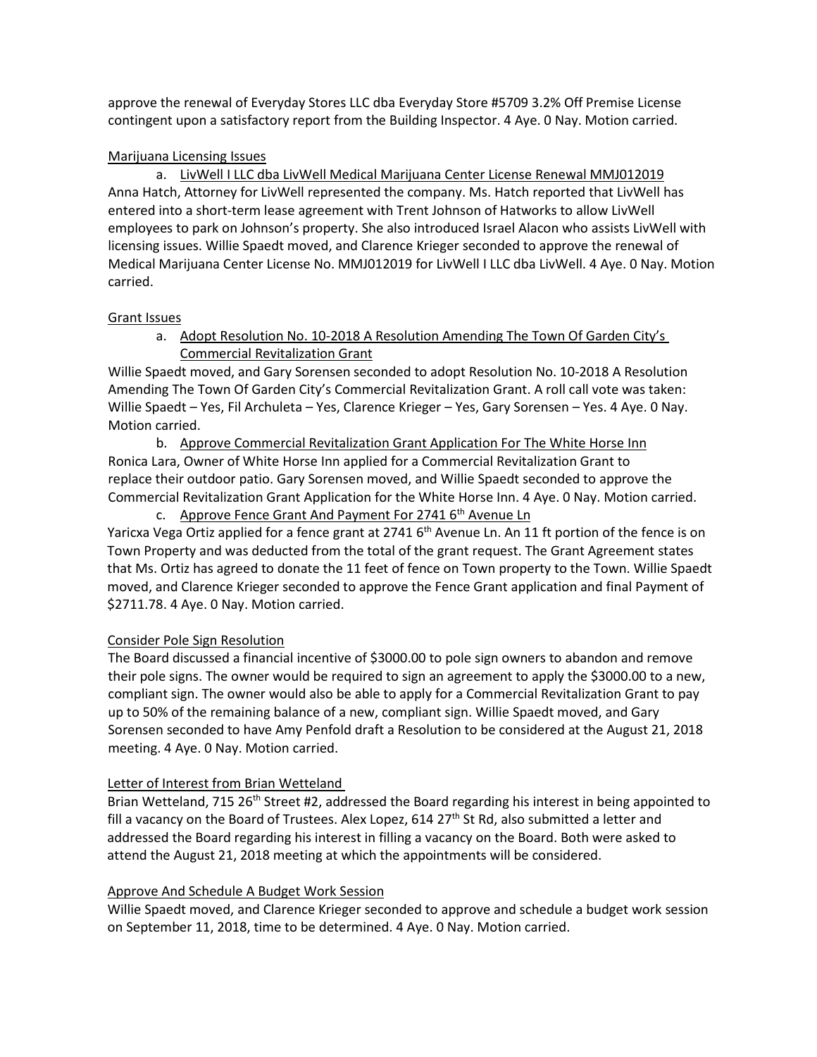approve the renewal of Everyday Stores LLC dba Everyday Store #5709 3.2% Off Premise License contingent upon a satisfactory report from the Building Inspector. 4 Aye. 0 Nay. Motion carried.

<u>Marijuana Licensing Issues</u>

a. <u>LivWell I LLC dba LivWell Medical Marijuana Center License Renewal MMJ012019</u>

Anna Hatch, Attorney for LivWell represented the company. Ms. Hatch reported that LivWell has entered into a short-term lease agreement with Trent Johnson of Hatworks to allow LivWell employees to park on Johnson's property. She also introduced Israel Alacon who assists LivWell with licensing issues. Willie Spaedt moved, and Clarence Krieger seconded to approve the renewal of Medical Marijuana Center License No. MMJ012019 for LivWell I LLC dba LivWell. 4 Aye. 0 Nay. Motion carried.

<u>Grant Issues</u>

a. <u>Adopt Resolution No. 10-2018 A Resolution Amending The Town Of Garden City's Commercial Revitalization Grant</u>

Willie Spaedt moved, and Gary Sorensen seconded to adopt Resolution No. 10-2018 A Resolution Amending The Town Of Garden City's Commercial Revitalization Grant. A roll call vote was taken: Willie Spaedt – Yes, Fil Archuleta – Yes, Clarence Krieger – Yes, Gary Sorensen – Yes. 4 Aye. 0 Nay. Motion carried.

b. <u>Approve Commercial Revitalization Grant Application For The White Horse Inn</u>

Ronica Lara, Owner of White Horse Inn applied for a Commercial Revitalization Grant to replace their outdoor patio. Gary Sorensen moved, and Willie Spaedt seconded to approve the Commercial Revitalization Grant Application for the White Horse Inn. 4 Aye. 0 Nay. Motion carried.

c. <u>Approve Fence Grant And Payment For 2741 6th Avenue Ln</u>

Yaricxa Vega Ortiz applied for a fence grant at 2741 6th Avenue Ln. An 11 ft portion of the fence is on Town Property and was deducted from the total of the grant request. The Grant Agreement states that Ms. Ortiz has agreed to donate the 11 feet of fence on Town property to the Town. Willie Spaedt moved, and Clarence Krieger seconded to approve the Fence Grant application and final Payment of $2711.78. 4 Aye. 0 Nay. Motion carried.

<u>Consider Pole Sign Resolution</u>

The Board discussed a financial incentive of $3000.00 to pole sign owners to abandon and remove their pole signs. The owner would be required to sign an agreement to apply the $3000.00 to a new, compliant sign. The owner would also be able to apply for a Commercial Revitalization Grant to pay up to 50% of the remaining balance of a new, compliant sign. Willie Spaedt moved, and Gary Sorensen seconded to have Amy Penfold draft a Resolution to be considered at the August 21, 2018 meeting. 4 Aye. 0 Nay. Motion carried.

<u>Letter of Interest from Brian Wetteland</u>

Brian Wetteland, 715 26th Street #2, addressed the Board regarding his interest in being appointed to fill a vacancy on the Board of Trustees. Alex Lopez, 614 27th St Rd, also submitted a letter and addressed the Board regarding his interest in filling a vacancy on the Board. Both were asked to attend the August 21, 2018 meeting at which the appointments will be considered.

<u>Approve And Schedule A Budget Work Session</u>

Willie Spaedt moved, and Clarence Krieger seconded to approve and schedule a budget work session on September 11, 2018, time to be determined. 4 Aye. 0 Nay. Motion carried.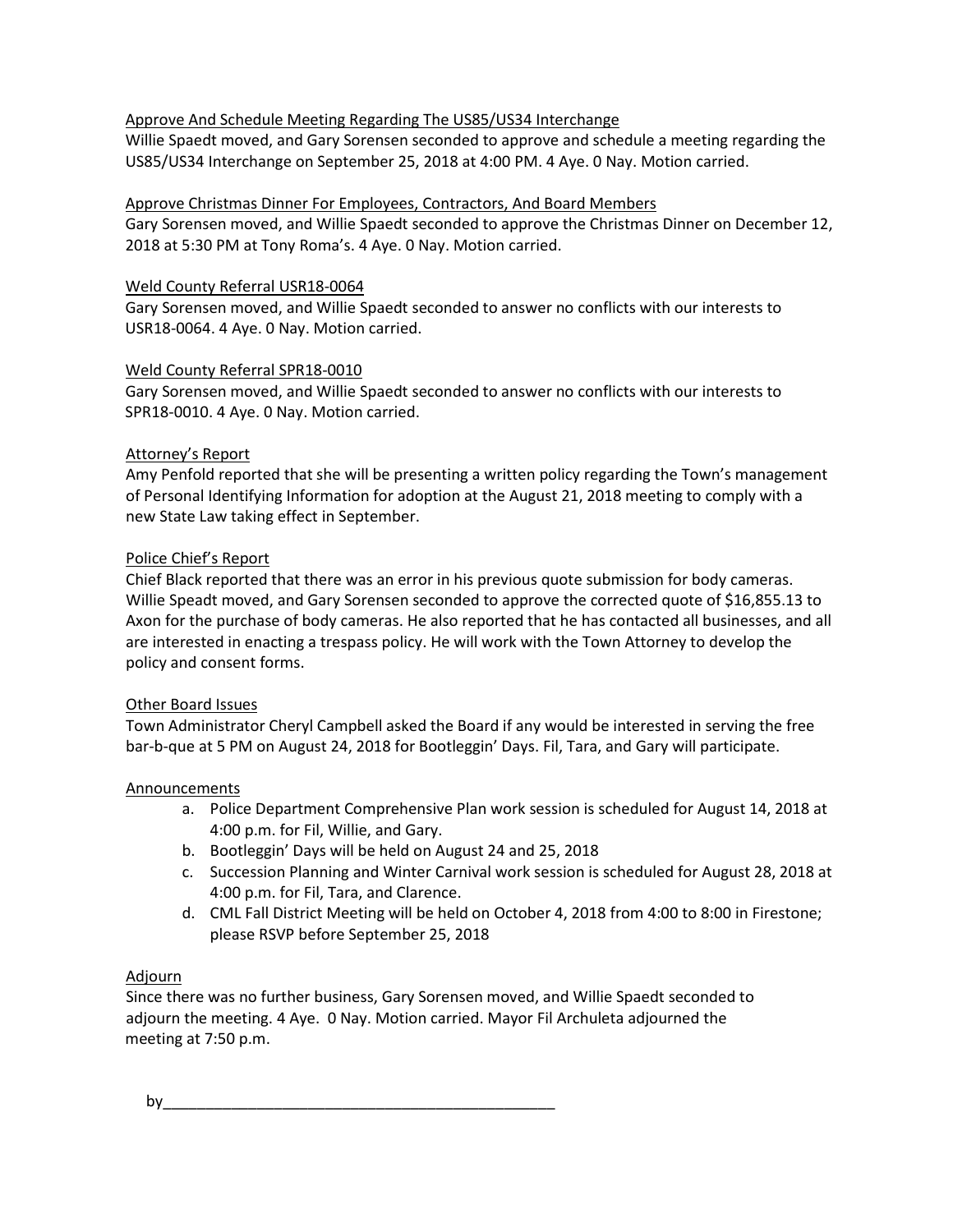Approve And Schedule Meeting Regarding The US85/US34 Interchange

Willie Spaedt moved, and Gary Sorensen seconded to approve and schedule a meeting regarding the US85/US34 Interchange on September 25, 2018 at 4:00 PM. 4 Aye. 0 Nay. Motion carried.

Approve Christmas Dinner For Employees, Contractors, And Board Members

Gary Sorensen moved, and Willie Spaedt seconded to approve the Christmas Dinner on December 12, 2018 at 5:30 PM at Tony Roma's. 4 Aye. 0 Nay. Motion carried.

Weld County Referral USR18-0064

Gary Sorensen moved, and Willie Spaedt seconded to answer no conflicts with our interests to USR18-0064. 4 Aye. 0 Nay. Motion carried.

Weld County Referral SPR18-0010

Gary Sorensen moved, and Willie Spaedt seconded to answer no conflicts with our interests to SPR18-0010. 4 Aye. 0 Nay. Motion carried.

Attorney's Report

Amy Penfold reported that she will be presenting a written policy regarding the Town's management of Personal Identifying Information for adoption at the August 21, 2018 meeting to comply with a new State Law taking effect in September.

Police Chief's Report

Chief Black reported that there was an error in his previous quote submission for body cameras. Willie Speadt moved, and Gary Sorensen seconded to approve the corrected quote of $16,855.13 to Axon for the purchase of body cameras. He also reported that he has contacted all businesses, and all are interested in enacting a trespass policy. He will work with the Town Attorney to develop the policy and consent forms.

Other Board Issues

Town Administrator Cheryl Campbell asked the Board if any would be interested in serving the free bar-b-que at 5 PM on August 24, 2018 for Bootleggin' Days. Fil, Tara, and Gary will participate.

Announcements

a. Police Department Comprehensive Plan work session is scheduled for August 14, 2018 at 4:00 p.m. for Fil, Willie, and Gary.
b. Bootleggin' Days will be held on August 24 and 25, 2018
c. Succession Planning and Winter Carnival work session is scheduled for August 28, 2018 at 4:00 p.m. for Fil, Tara, and Clarence.
d. CML Fall District Meeting will be held on October 4, 2018 from 4:00 to 8:00 in Firestone; please RSVP before September 25, 2018

Adjourn

Since there was no further business, Gary Sorensen moved, and Willie Spaedt seconded to adjourn the meeting. 4 Aye. 0 Nay. Motion carried. Mayor Fil Archuleta adjourned the meeting at 7:50 p.m.

by_______________________________________________